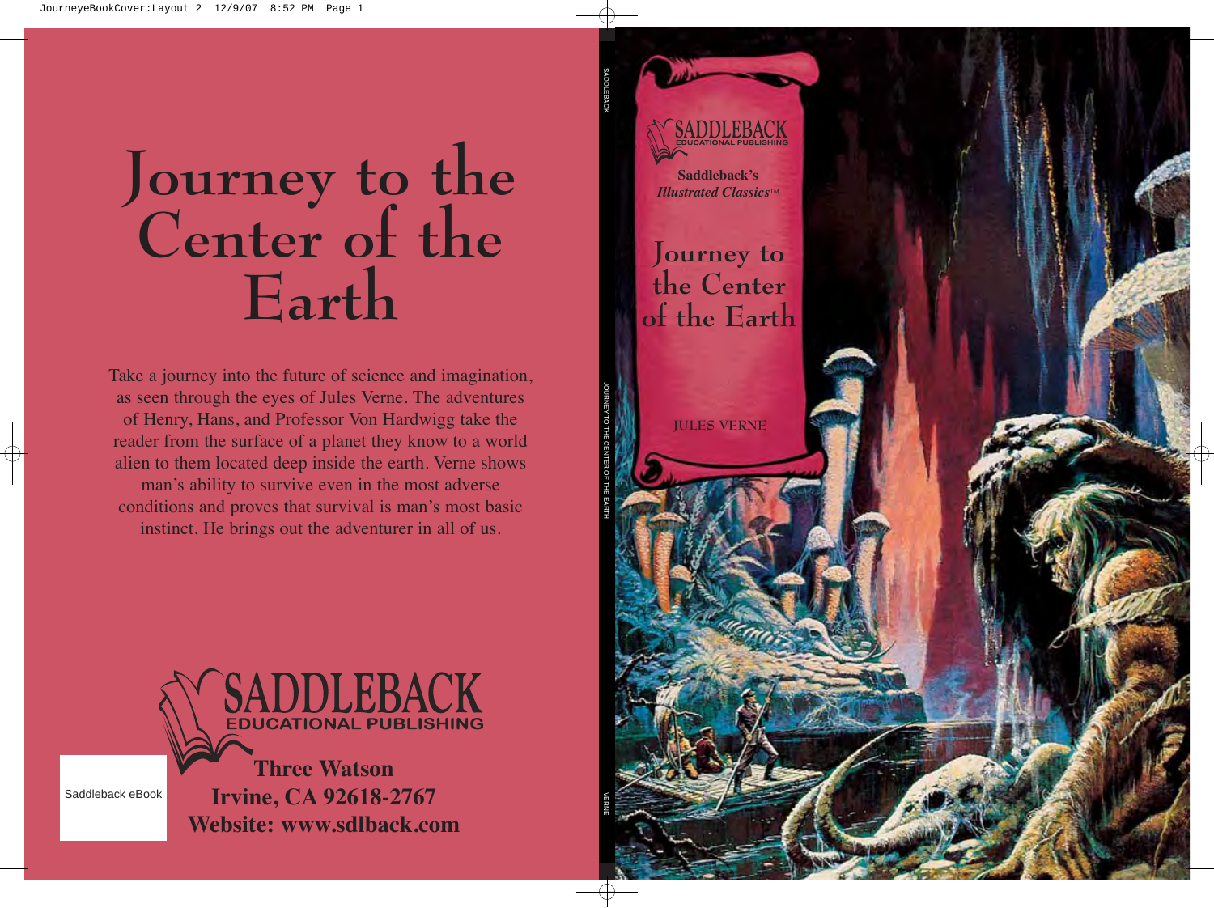# Journey to the Center of the Earth

Take a journey into the future of science and imagination, as seen through the eyes of Jules Verne. The adventures of Henry, Hans, and Professor Von Hardwigg take the reader from the surface of a planet they know to a world alien to them located deep inside the earth. Verne shows man's ability to survive even in the most adverse conditions and proves that survival is man's most basic instinct. He brings out the adventurer in all of us.

SADDLEBACK EDUCATIONAL PUBLISHING

**Three Watson**
**Irvine, CA 92618-2767**
**Website: www.sdlback.com**

Saddleback eBook

SADDLEBACK — JOURNEY TO THE CENTER OF THE EARTH — VERNE

SADDLEBACK EDUCATIONAL PUBLISHING

**Saddleback's**
***Illustrated Classics™***

## Journey to the Center of the Earth

JULES VERNE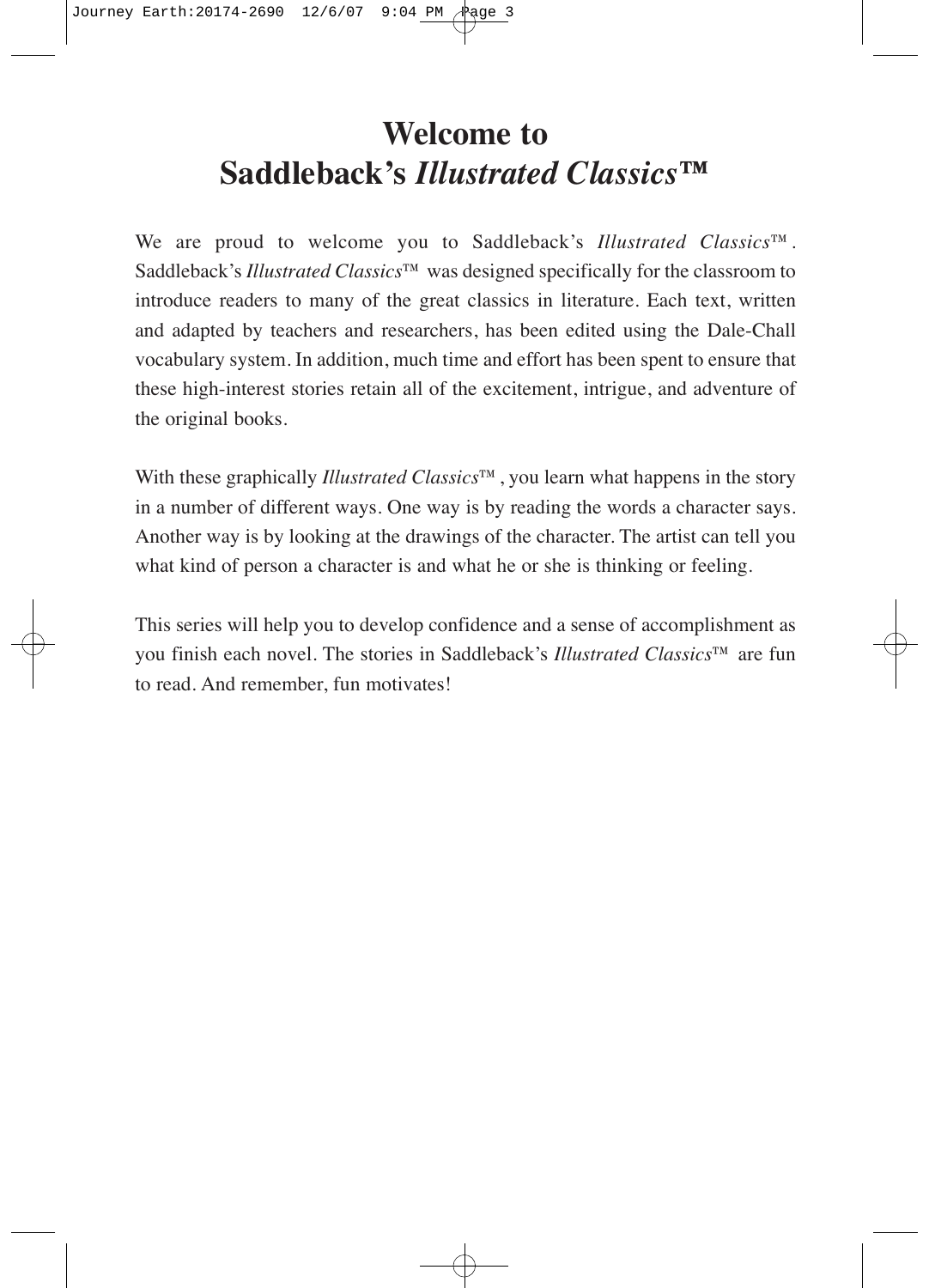# Welcome to Saddleback's *Illustrated Classics™*

We are proud to welcome you to Saddleback's *Illustrated Classics™*. Saddleback's *Illustrated Classics™* was designed specifically for the classroom to introduce readers to many of the great classics in literature. Each text, written and adapted by teachers and researchers, has been edited using the Dale-Chall vocabulary system. In addition, much time and effort has been spent to ensure that these high-interest stories retain all of the excitement, intrigue, and adventure of the original books.

With these graphically *Illustrated Classics™*, you learn what happens in the story in a number of different ways. One way is by reading the words a character says. Another way is by looking at the drawings of the character. The artist can tell you what kind of person a character is and what he or she is thinking or feeling.

This series will help you to develop confidence and a sense of accomplishment as you finish each novel. The stories in Saddleback's *Illustrated Classics™* are fun to read. And remember, fun motivates!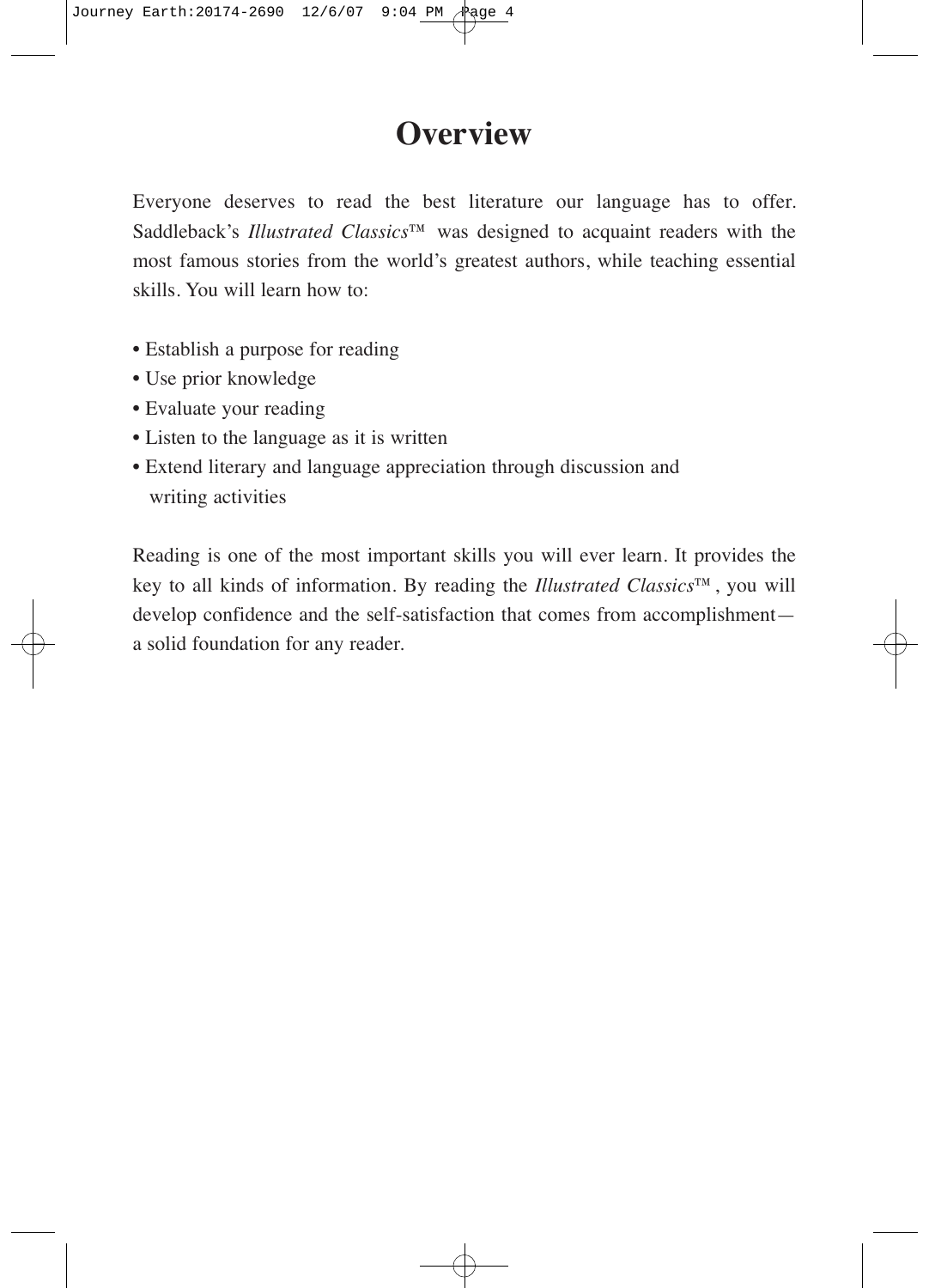# Overview

Everyone deserves to read the best literature our language has to offer. Saddleback's *Illustrated Classics*™ was designed to acquaint readers with the most famous stories from the world's greatest authors, while teaching essential skills. You will learn how to:

- Establish a purpose for reading
- Use prior knowledge
- Evaluate your reading
- Listen to the language as it is written
- Extend literary and language appreciation through discussion and writing activities

Reading is one of the most important skills you will ever learn. It provides the key to all kinds of information. By reading the *Illustrated Classics*™, you will develop confidence and the self-satisfaction that comes from accomplishment—a solid foundation for any reader.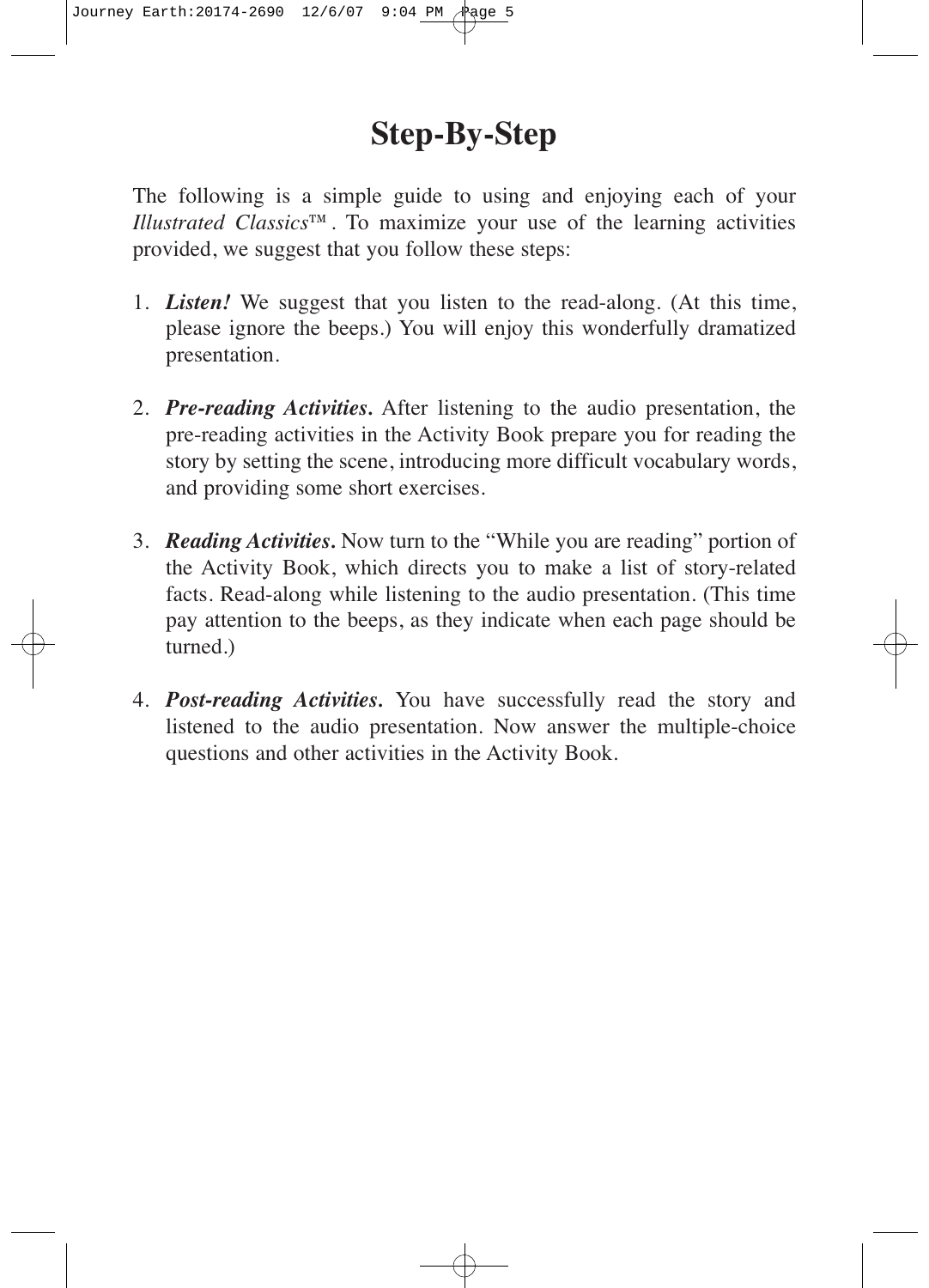# Step-By-Step

The following is a simple guide to using and enjoying each of your *Illustrated Classics*™. To maximize your use of the learning activities provided, we suggest that you follow these steps:

1. ***Listen!*** We suggest that you listen to the read-along. (At this time, please ignore the beeps.) You will enjoy this wonderfully dramatized presentation.

2. ***Pre-reading Activities.*** After listening to the audio presentation, the pre-reading activities in the Activity Book prepare you for reading the story by setting the scene, introducing more difficult vocabulary words, and providing some short exercises.

3. ***Reading Activities.*** Now turn to the "While you are reading" portion of the Activity Book, which directs you to make a list of story-related facts. Read-along while listening to the audio presentation. (This time pay attention to the beeps, as they indicate when each page should be turned.)

4. ***Post-reading Activities.*** You have successfully read the story and listened to the audio presentation. Now answer the multiple-choice questions and other activities in the Activity Book.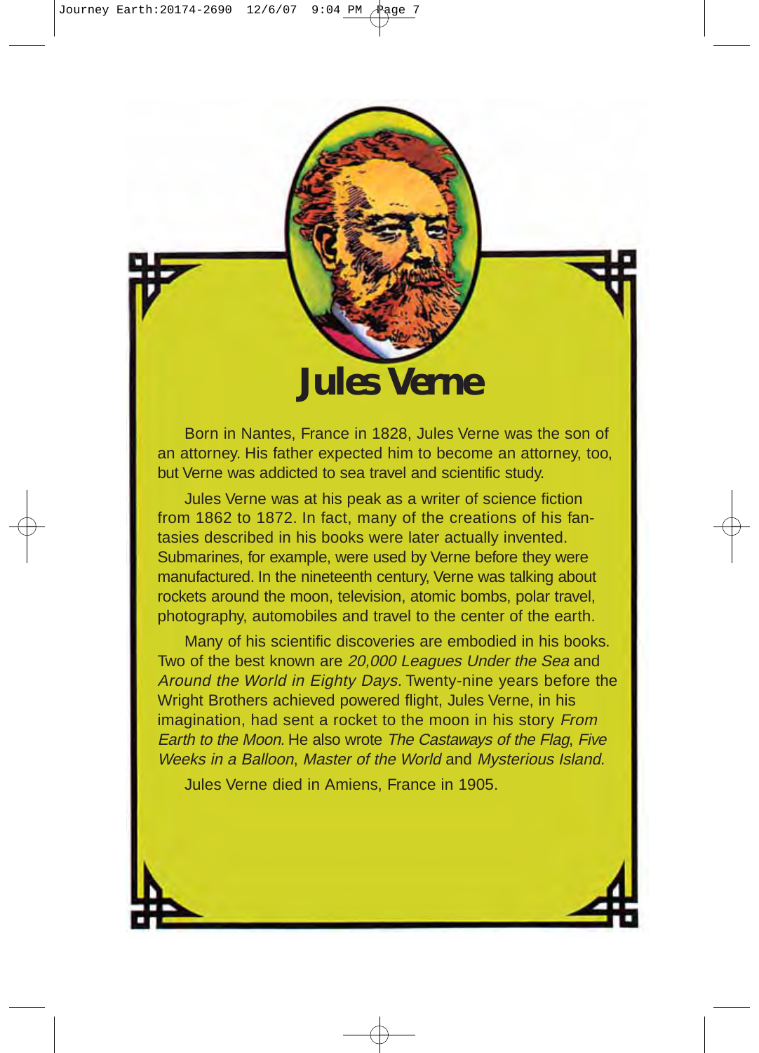# Jules Verne

Born in Nantes, France in 1828, Jules Verne was the son of an attorney. His father expected him to become an attorney, too, but Verne was addicted to sea travel and scientific study.

Jules Verne was at his peak as a writer of science fiction from 1862 to 1872. In fact, many of the creations of his fantasies described in his books were later actually invented. Submarines, for example, were used by Verne before they were manufactured. In the nineteenth century, Verne was talking about rockets around the moon, television, atomic bombs, polar travel, photography, automobiles and travel to the center of the earth.

Many of his scientific discoveries are embodied in his books. Two of the best known are *20,000 Leagues Under the Sea* and *Around the World in Eighty Days*. Twenty-nine years before the Wright Brothers achieved powered flight, Jules Verne, in his imagination, had sent a rocket to the moon in his story *From Earth to the Moon*. He also wrote *The Castaways of the Flag*, *Five Weeks in a Balloon*, *Master of the World* and *Mysterious Island*.

Jules Verne died in Amiens, France in 1905.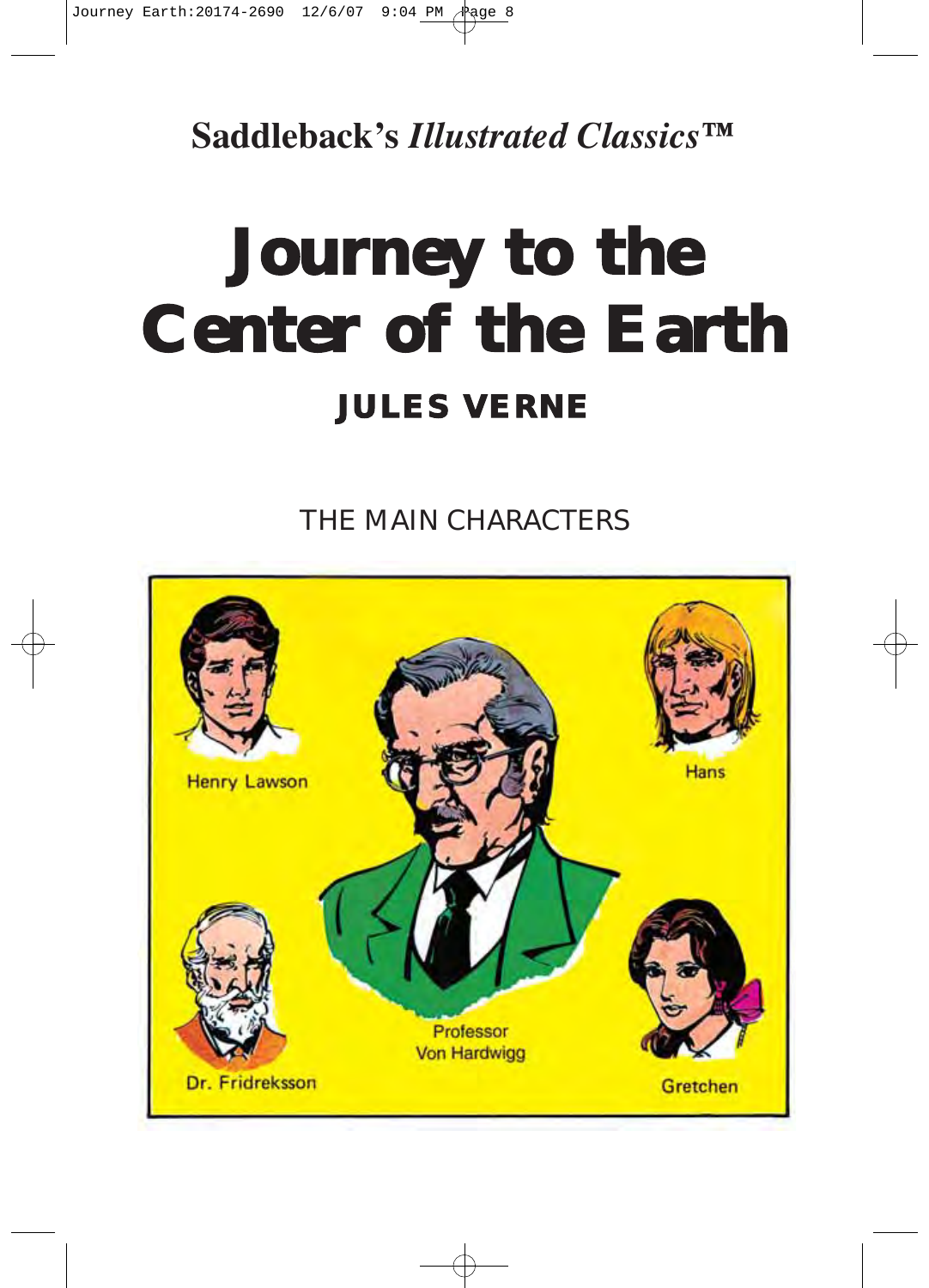**Saddleback's *Illustrated Classics*™**

# Journey to the Center of the Earth

## JULES VERNE

THE MAIN CHARACTERS

Henry Lawson

Hans

Dr. Fridreksson

Professor Von Hardwigg

Gretchen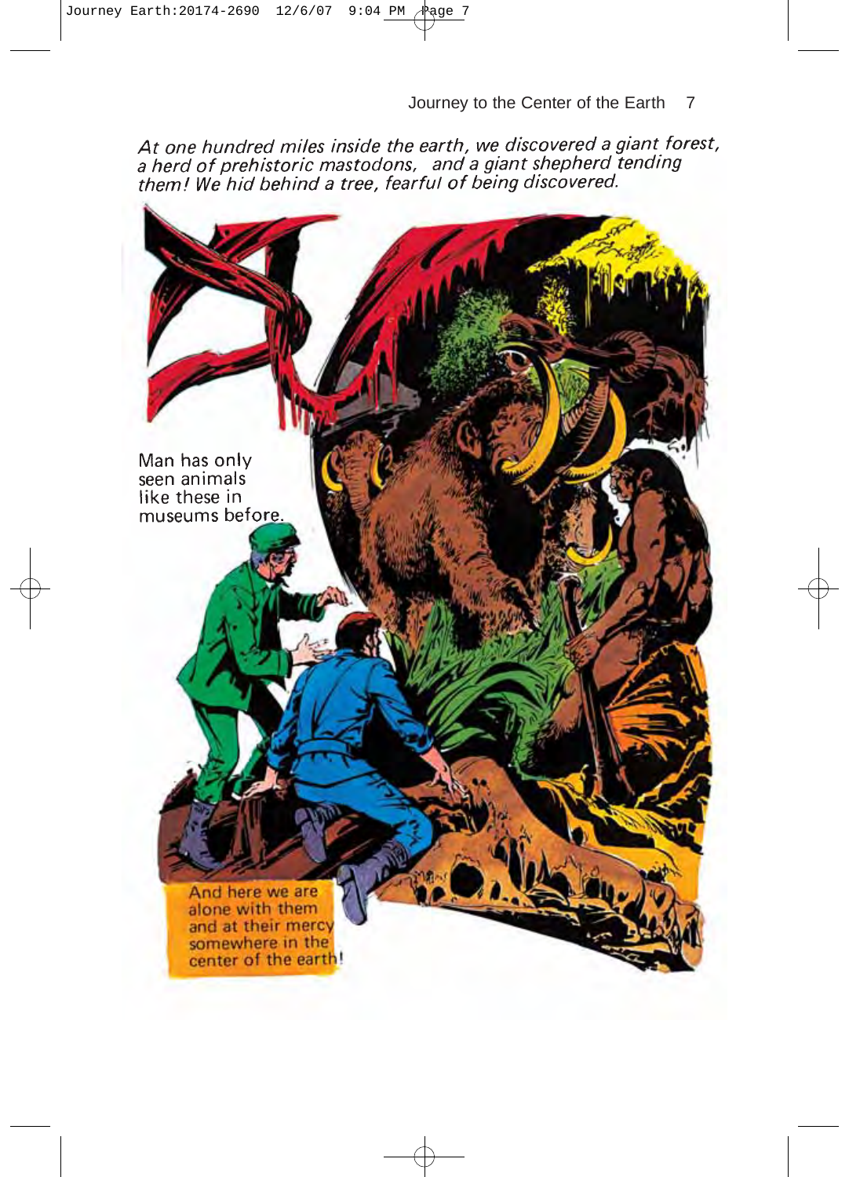*At one hundred miles inside the earth, we discovered a giant forest, a herd of prehistoric mastodons, and a giant shepherd tending them! We hid behind a tree, fearful of being discovered.*

Man has only seen animals like these in museums before.

And here we are alone with them and at their mercy somewhere in the center of the earth!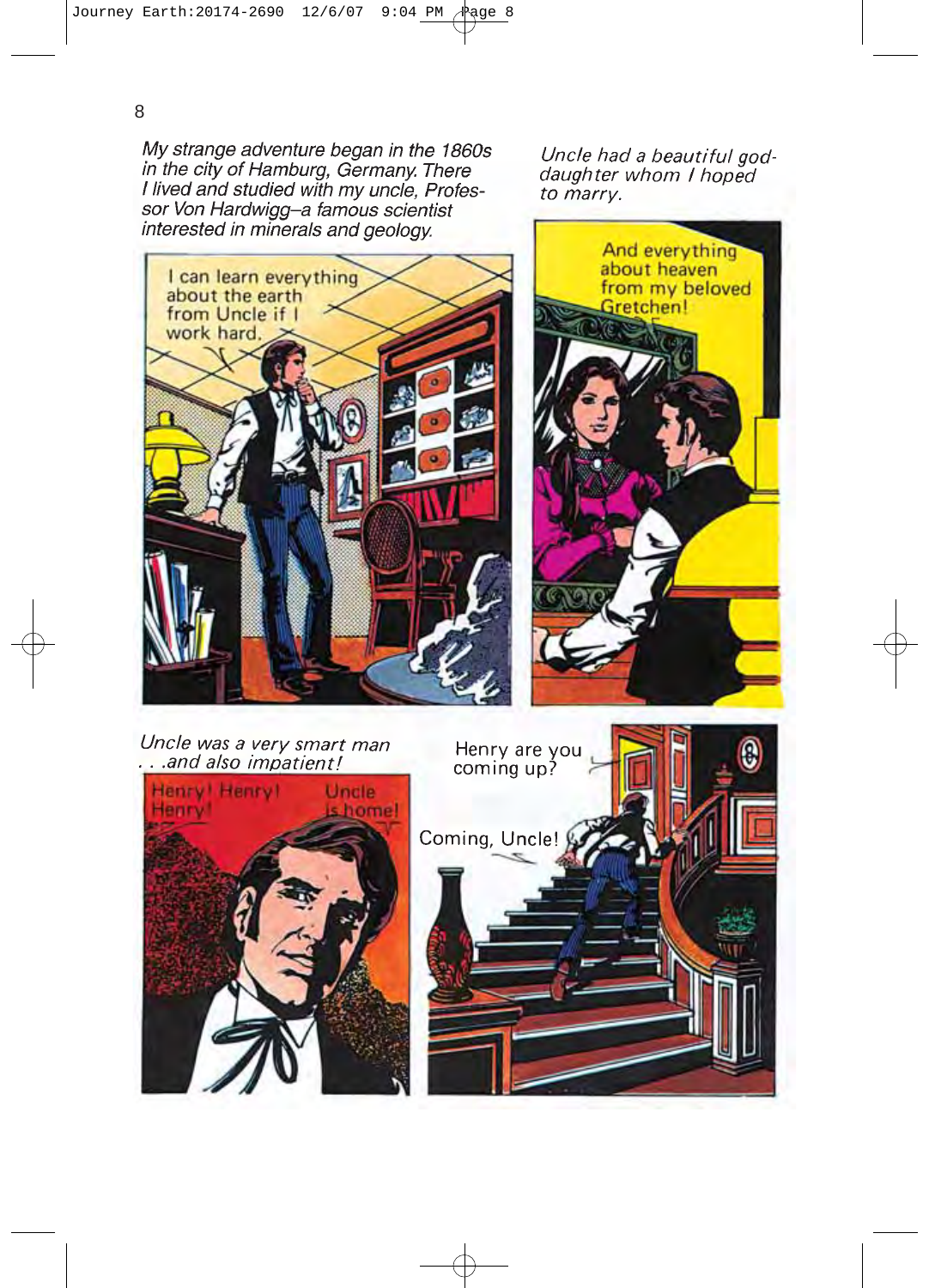*My strange adventure began in the 1860s in the city of Hamburg, Germany. There I lived and studied with my uncle, Professor Von Hardwigg–a famous scientist interested in minerals and geology.*

I can learn everything about the earth from Uncle if I work hard.

*Uncle had a beautiful goddaughter whom I hoped to marry.*

And everything about heaven from my beloved Gretchen!

*Uncle was a very smart man . . .and also impatient!*

Henry! Henry! Henry!

Uncle is home!

Henry are you coming up?

Coming, Uncle!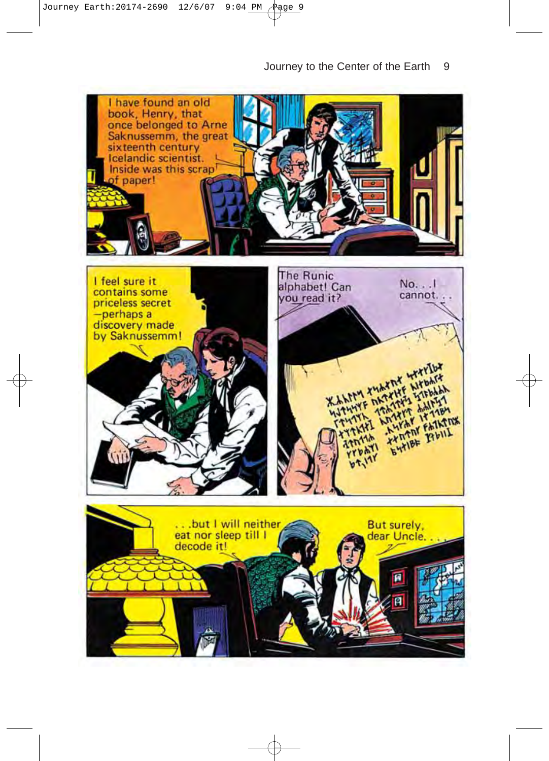I have found an old book, Henry, that once belonged to Arne Saknussemm, the great sixteenth century Icelandic scientist. Inside was this scrap of paper!

I feel sure it contains some priceless secret—perhaps a discovery made by Saknussemm!

The Runic alphabet! Can you read it?

No. . . I cannot. . .

. . .but I will neither eat nor sleep till I decode it!

But surely, dear Uncle. . .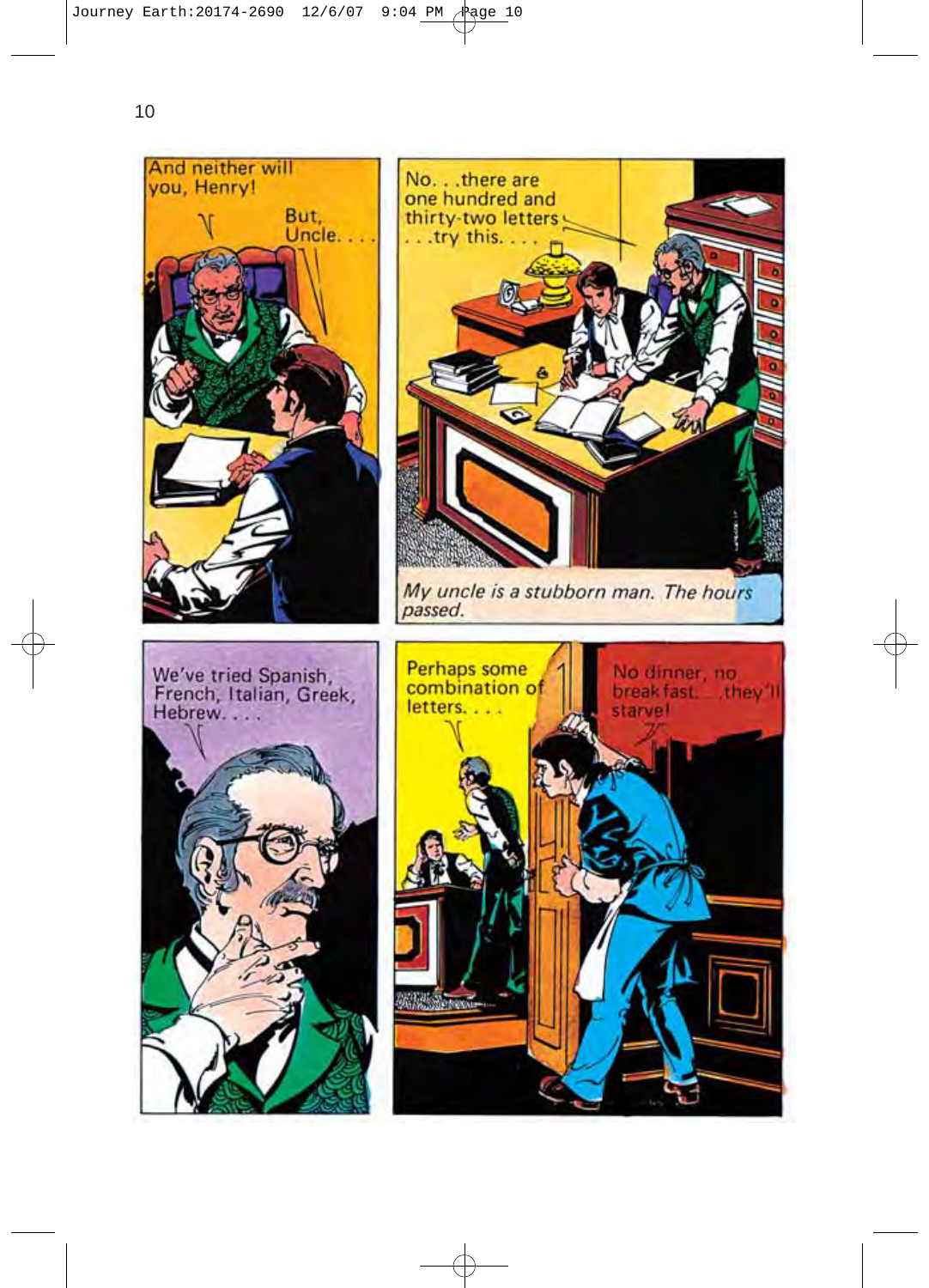And neither will you, Henry!

But, Uncle. . . .

No. . .there are one hundred and thirty-two letters . . .try this. . . .

*My uncle is a stubborn man. The hours passed.*

We've tried Spanish, French, Italian, Greek, Hebrew. . . .

Perhaps some combination of letters. . . .

No dinner, no breakfast. . . .they'll starve!